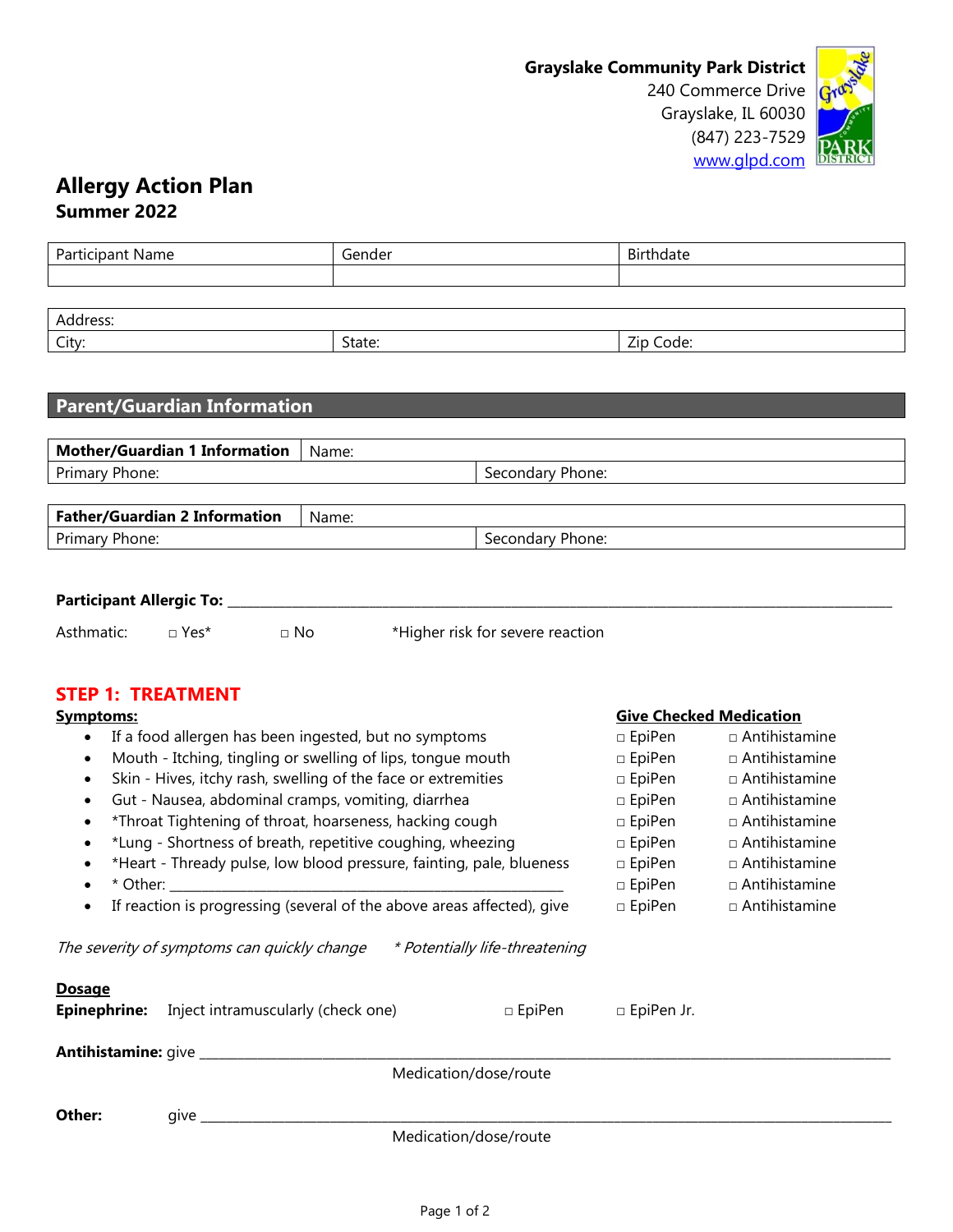**Grayslake Community Park District**
240 Commerce Drive
Grayslake, IL 60030
(847) 223-7529
www.glpd.com

# Allergy Action Plan
## Summer 2022

| Participant Name | Gender | Birthdate |
|---|---|---|
| | | |

| Address: | | |
|---|---|---|
| City: | State: | Zip Code: |

## Parent/Guardian Information

| **Mother/Guardian 1 Information** | Name: |
|---|---|
| Primary Phone: | Secondary Phone: |

| **Father/Guardian 2 Information** | Name: |
|---|---|
| Primary Phone: | Secondary Phone: |

**Participant Allergic To:** ____________________________________________________________

Asthmatic: □ Yes* □ No *Higher risk for severe reaction

## STEP 1: TREATMENT

| **Symptoms:** | **Give Checked Medication** | |
|---|---|---|
| • If a food allergen has been ingested, but no symptoms | □ EpiPen | □ Antihistamine |
| • Mouth - Itching, tingling or swelling of lips, tongue mouth | □ EpiPen | □ Antihistamine |
| • Skin - Hives, itchy rash, swelling of the face or extremities | □ EpiPen | □ Antihistamine |
| • Gut - Nausea, abdominal cramps, vomiting, diarrhea | □ EpiPen | □ Antihistamine |
| • *Throat Tightening of throat, hoarseness, hacking cough | □ EpiPen | □ Antihistamine |
| • *Lung - Shortness of breath, repetitive coughing, wheezing | □ EpiPen | □ Antihistamine |
| • *Heart - Thready pulse, low blood pressure, fainting, pale, blueness | □ EpiPen | □ Antihistamine |
| • * Other: ______________________________________ | □ EpiPen | □ Antihistamine |
| • If reaction is progressing (several of the above areas affected), give | □ EpiPen | □ Antihistamine |

*The severity of symptoms can quickly change* *\* Potentially life-threatening*

**Dosage**

**Epinephrine:** Inject intramuscularly (check one) □ EpiPen □ EpiPen Jr.

**Antihistamine:** give ____________________________________________________________
Medication/dose/route

**Other:** give ____________________________________________________________
Medication/dose/route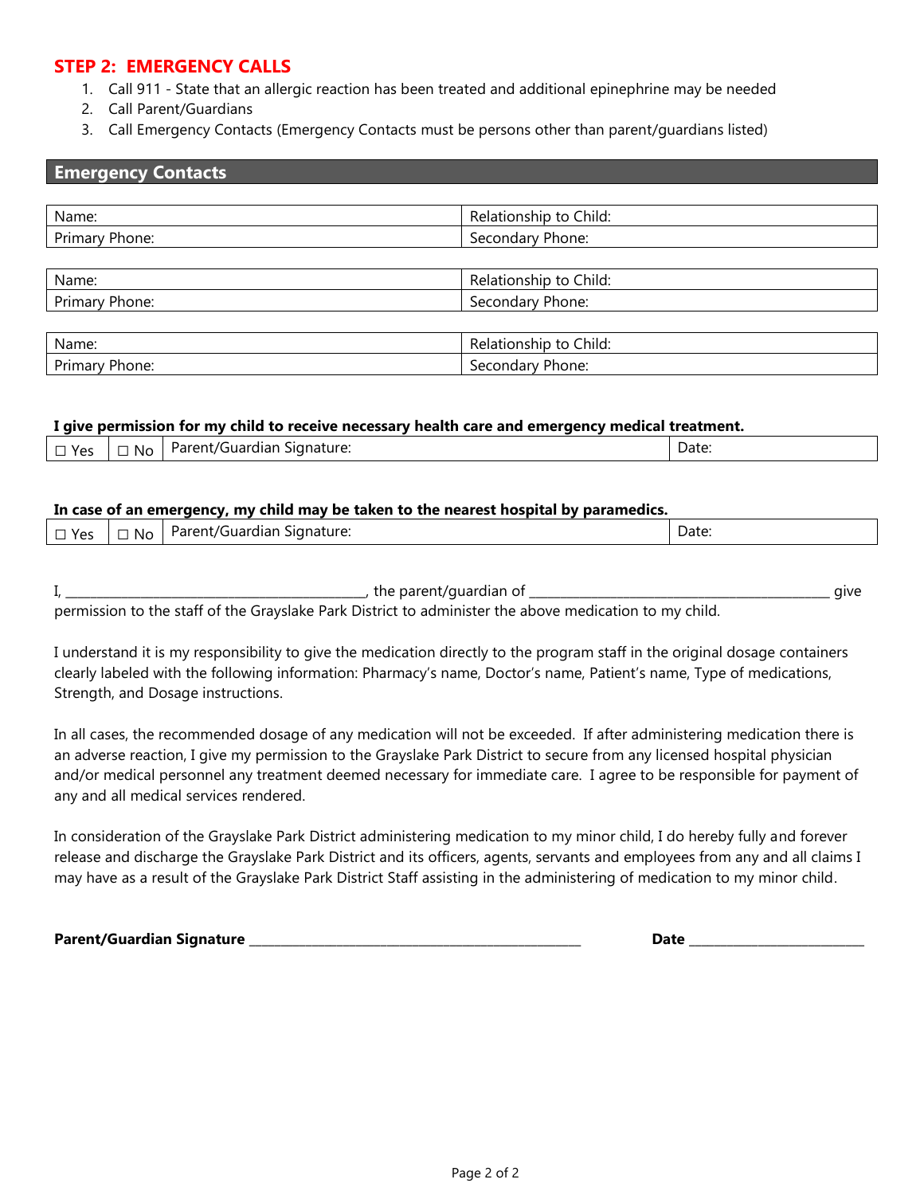## STEP 2: EMERGENCY CALLS

1. Call 911 - State that an allergic reaction has been treated and additional epinephrine may be needed
2. Call Parent/Guardians
3. Call Emergency Contacts (Emergency Contacts must be persons other than parent/guardians listed)

### Emergency Contacts

| | |
|---|---|
| Name: | Relationship to Child: |
| Primary Phone: | Secondary Phone: |

| | |
|---|---|
| Name: | Relationship to Child: |
| Primary Phone: | Secondary Phone: |

| | |
|---|---|
| Name: | Relationship to Child: |
| Primary Phone: | Secondary Phone: |

**I give permission for my child to receive necessary health care and emergency medical treatment.**

| | | | |
|---|---|---|---|
| ☐ Yes | ☐ No | Parent/Guardian Signature: | Date: |

**In case of an emergency, my child may be taken to the nearest hospital by paramedics.**

| | | | |
|---|---|---|---|
| ☐ Yes | ☐ No | Parent/Guardian Signature: | Date: |

I, ____________________________________________, the parent/guardian of ____________________________________________ give permission to the staff of the Grayslake Park District to administer the above medication to my child.

I understand it is my responsibility to give the medication directly to the program staff in the original dosage containers clearly labeled with the following information: Pharmacy's name, Doctor's name, Patient's name, Type of medications, Strength, and Dosage instructions.

In all cases, the recommended dosage of any medication will not be exceeded. If after administering medication there is an adverse reaction, I give my permission to the Grayslake Park District to secure from any licensed hospital physician and/or medical personnel any treatment deemed necessary for immediate care. I agree to be responsible for payment of any and all medical services rendered.

In consideration of the Grayslake Park District administering medication to my minor child, I do hereby fully and forever release and discharge the Grayslake Park District and its officers, agents, servants and employees from any and all claims I may have as a result of the Grayslake Park District Staff assisting in the administering of medication to my minor child.

**Parent/Guardian Signature** __________________________________________________ **Date** __________________________